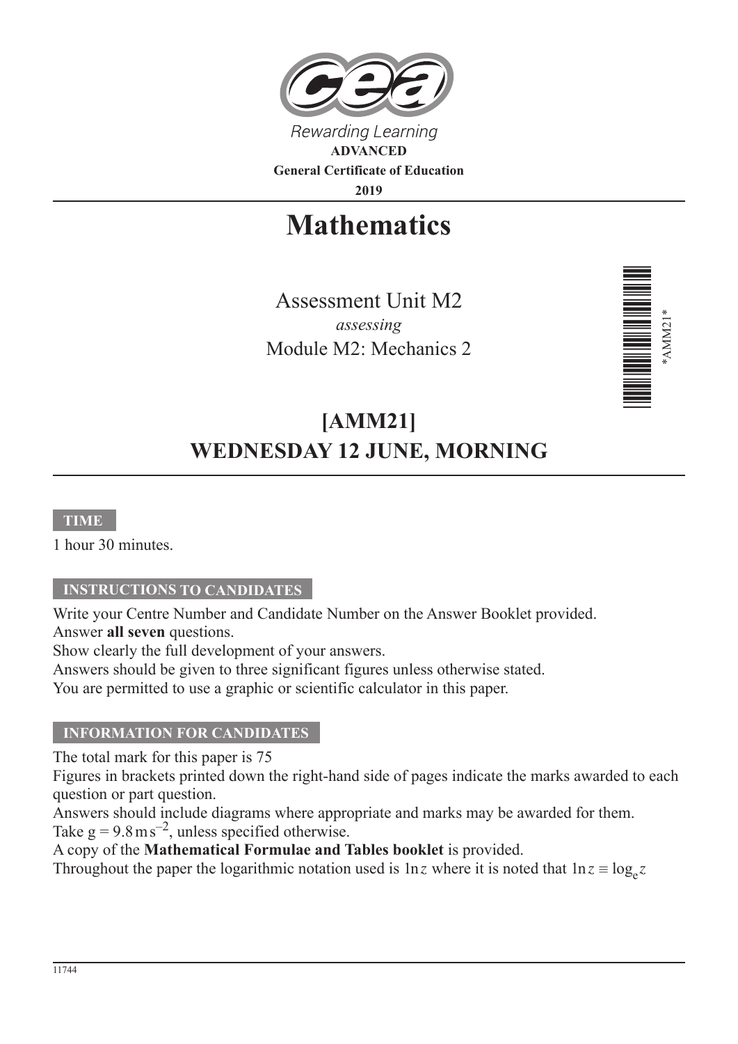Rewarding Learning

**ADVANCED**

**General Certificate of Education**

**2019**

# Mathematics

Assessment Unit M2

*assessing*

Module M2: Mechanics 2

*AMM21*

## [AMM21]

## WEDNESDAY 12 JUNE, MORNING

**TIME**

1 hour 30 minutes.

**INSTRUCTIONS TO CANDIDATES**

Write your Centre Number and Candidate Number on the Answer Booklet provided.
Answer **all seven** questions.
Show clearly the full development of your answers.
Answers should be given to three significant figures unless otherwise stated.
You are permitted to use a graphic or scientific calculator in this paper.

**INFORMATION FOR CANDIDATES**

The total mark for this paper is 75
Figures in brackets printed down the right-hand side of pages indicate the marks awarded to each question or part question.
Answers should include diagrams where appropriate and marks may be awarded for them.
Take $g = 9.8\,\text{m}\,\text{s}^{-2}$, unless specified otherwise.
A copy of the **Mathematical Formulae and Tables booklet** is provided.
Throughout the paper the logarithmic notation used is $\ln z$ where it is noted that $\ln z \equiv \log_e z$

11744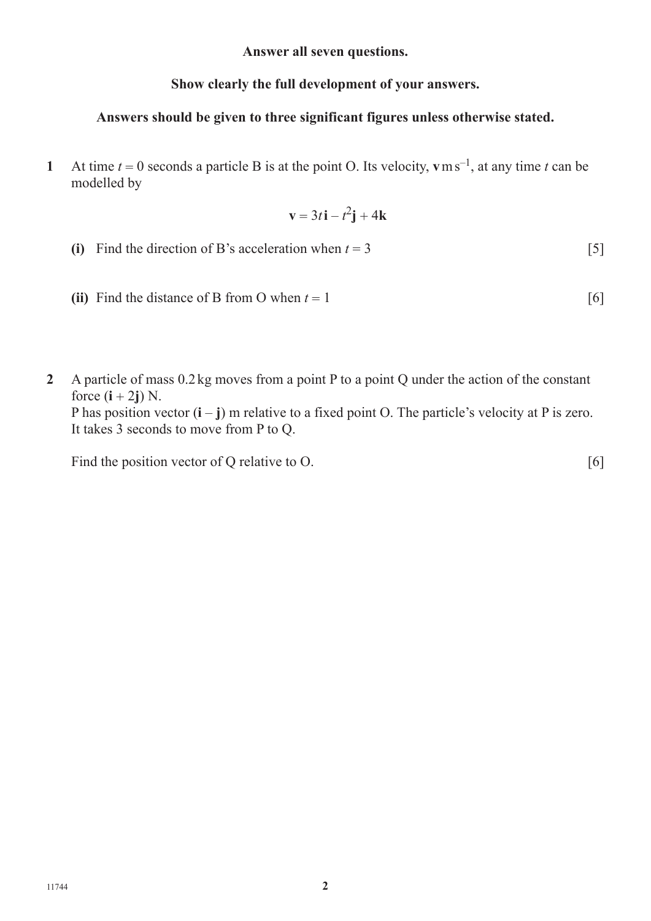**Answer all seven questions.**

**Show clearly the full development of your answers.**

**Answers should be given to three significant figures unless otherwise stated.**

**1** At time $t = 0$ seconds a particle B is at the point O. Its velocity, $\mathbf{v}\,\mathrm{m\,s^{-1}}$, at any time $t$ can be modelled by

$$\mathbf{v} = 3t\,\mathbf{i} - t^2\mathbf{j} + 4\mathbf{k}$$

**(i)** Find the direction of B's acceleration when $t = 3$ [5]

**(ii)** Find the distance of B from O when $t = 1$ [6]

**2** A particle of mass 0.2 kg moves from a point P to a point Q under the action of the constant force $(\mathbf{i} + 2\mathbf{j})$ N.
P has position vector $(\mathbf{i} - \mathbf{j})$ m relative to a fixed point O. The particle's velocity at P is zero.
It takes 3 seconds to move from P to Q.

Find the position vector of Q relative to O. [6]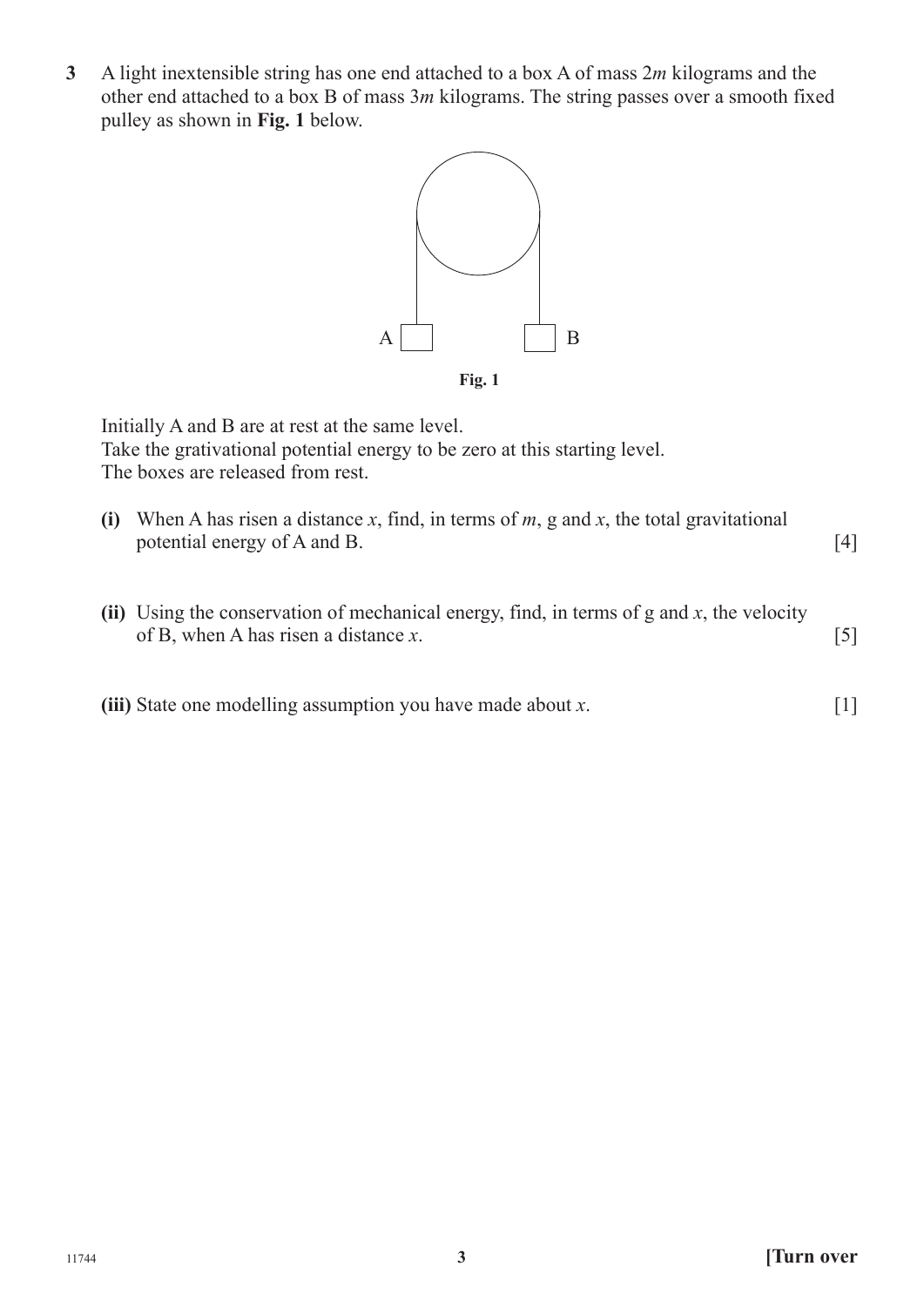**3** A light inextensible string has one end attached to a box A of mass $2m$ kilograms and the other end attached to a box B of mass $3m$ kilograms. The string passes over a smooth fixed pulley as shown in **Fig. 1** below.

**Fig. 1**

Initially A and B are at rest at the same level.
Take the gravitational potential energy to be zero at this starting level.
The boxes are released from rest.

**(i)** When A has risen a distance $x$, find, in terms of $m$, g and $x$, the total gravitational potential energy of A and B. [4]

**(ii)** Using the conservation of mechanical energy, find, in terms of g and $x$, the velocity of B, when A has risen a distance $x$. [5]

**(iii)** State one modelling assumption you have made about $x$. [1]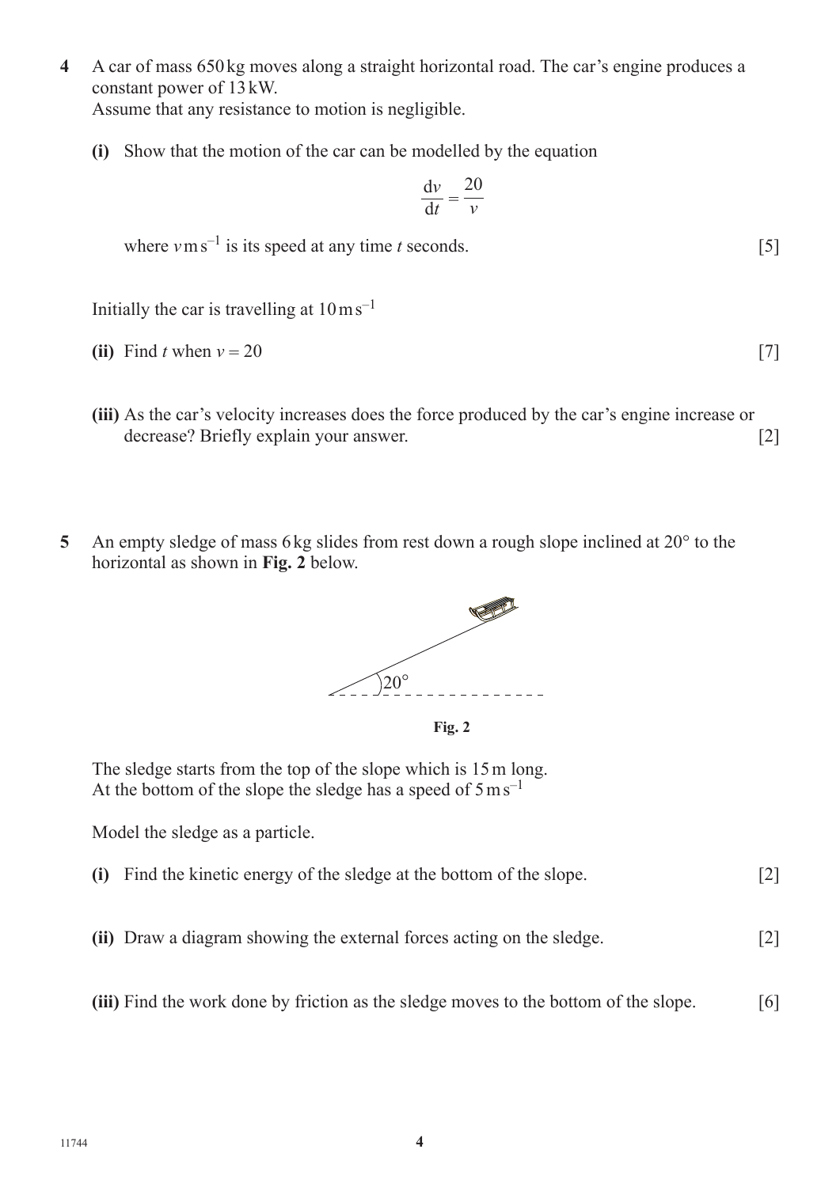**4** A car of mass 650 kg moves along a straight horizontal road. The car's engine produces a constant power of 13 kW.
Assume that any resistance to motion is negligible.

**(i)** Show that the motion of the car can be modelled by the equation

$$\frac{\mathrm{d}v}{\mathrm{d}t} = \frac{20}{v}$$

where $v\,\mathrm{m\,s^{-1}}$ is its speed at any time $t$ seconds. [5]

Initially the car is travelling at $10\,\mathrm{m\,s^{-1}}$

**(ii)** Find $t$ when $v = 20$ [7]

**(iii)** As the car's velocity increases does the force produced by the car's engine increase or decrease? Briefly explain your answer. [2]

**5** An empty sledge of mass 6 kg slides from rest down a rough slope inclined at 20° to the horizontal as shown in **Fig. 2** below.

**Fig. 2**

The sledge starts from the top of the slope which is 15 m long.
At the bottom of the slope the sledge has a speed of $5\,\mathrm{m\,s^{-1}}$

Model the sledge as a particle.

**(i)** Find the kinetic energy of the sledge at the bottom of the slope. [2]

**(ii)** Draw a diagram showing the external forces acting on the sledge. [2]

**(iii)** Find the work done by friction as the sledge moves to the bottom of the slope. [6]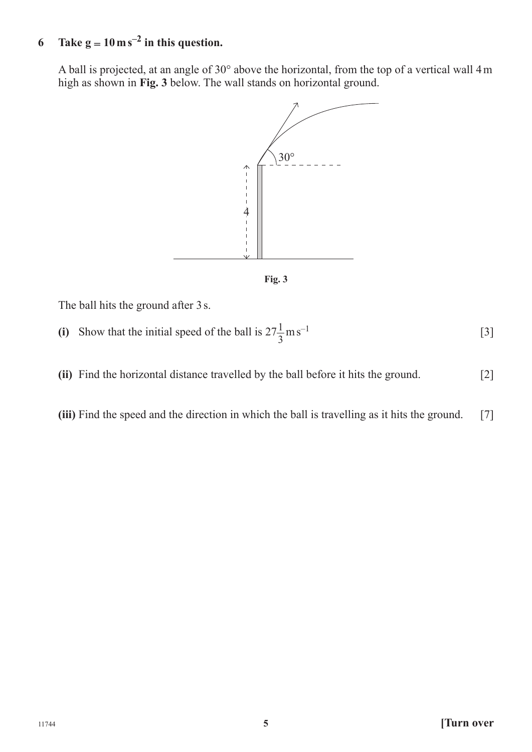**6 Take $g = 10\,\text{m s}^{-2}$ in this question.**

A ball is projected, at an angle of 30° above the horizontal, from the top of a vertical wall 4 m high as shown in **Fig. 3** below. The wall stands on horizontal ground.

**Fig. 3**

The ball hits the ground after 3 s.

**(i)** Show that the initial speed of the ball is $27\frac{1}{3}\,\text{m s}^{-1}$ [3]

**(ii)** Find the horizontal distance travelled by the ball before it hits the ground. [2]

**(iii)** Find the speed and the direction in which the ball is travelling as it hits the ground. [7]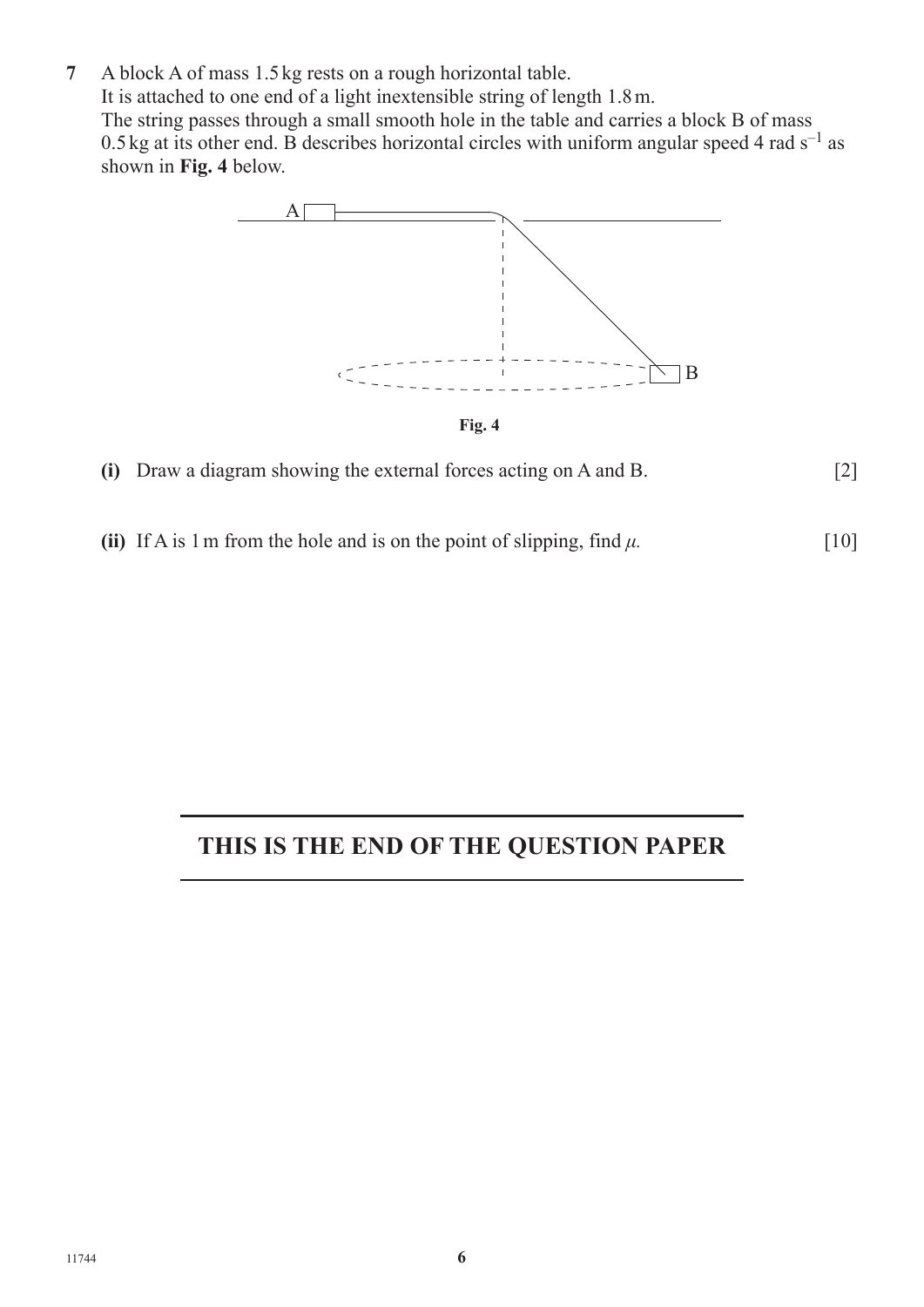**7** A block A of mass 1.5 kg rests on a rough horizontal table.
It is attached to one end of a light inextensible string of length 1.8 m.
The string passes through a small smooth hole in the table and carries a block B of mass 0.5 kg at its other end. B describes horizontal circles with uniform angular speed 4 rad s$^{-1}$ as shown in **Fig. 4** below.

**Fig. 4**

**(i)** Draw a diagram showing the external forces acting on A and B. [2]

**(ii)** If A is 1 m from the hole and is on the point of slipping, find $\mu$. [10]

## THIS IS THE END OF THE QUESTION PAPER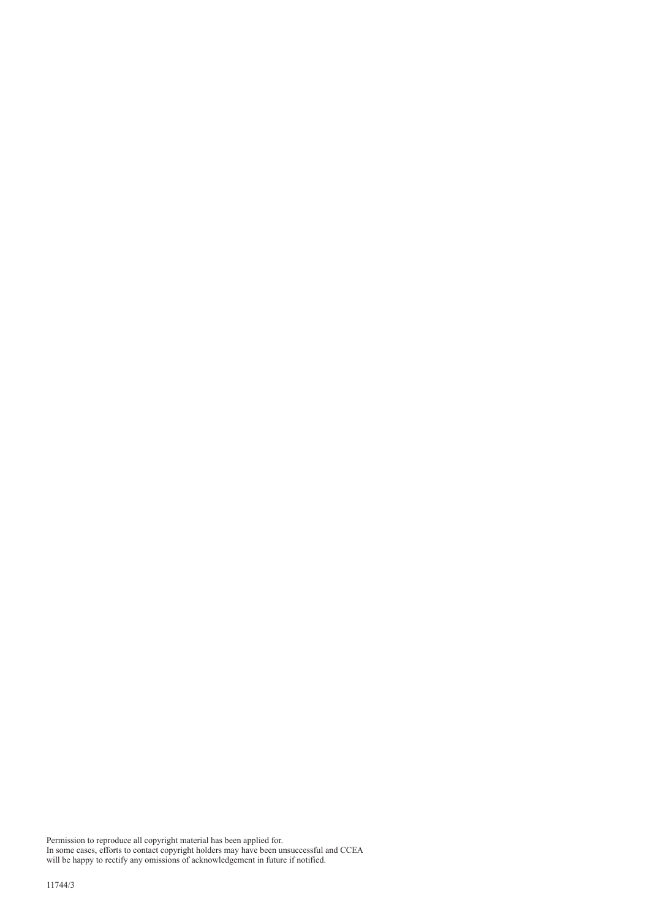Permission to reproduce all copyright material has been applied for.
In some cases, efforts to contact copyright holders may have been unsuccessful and CCEA will be happy to rectify any omissions of acknowledgement in future if notified.

11744/3